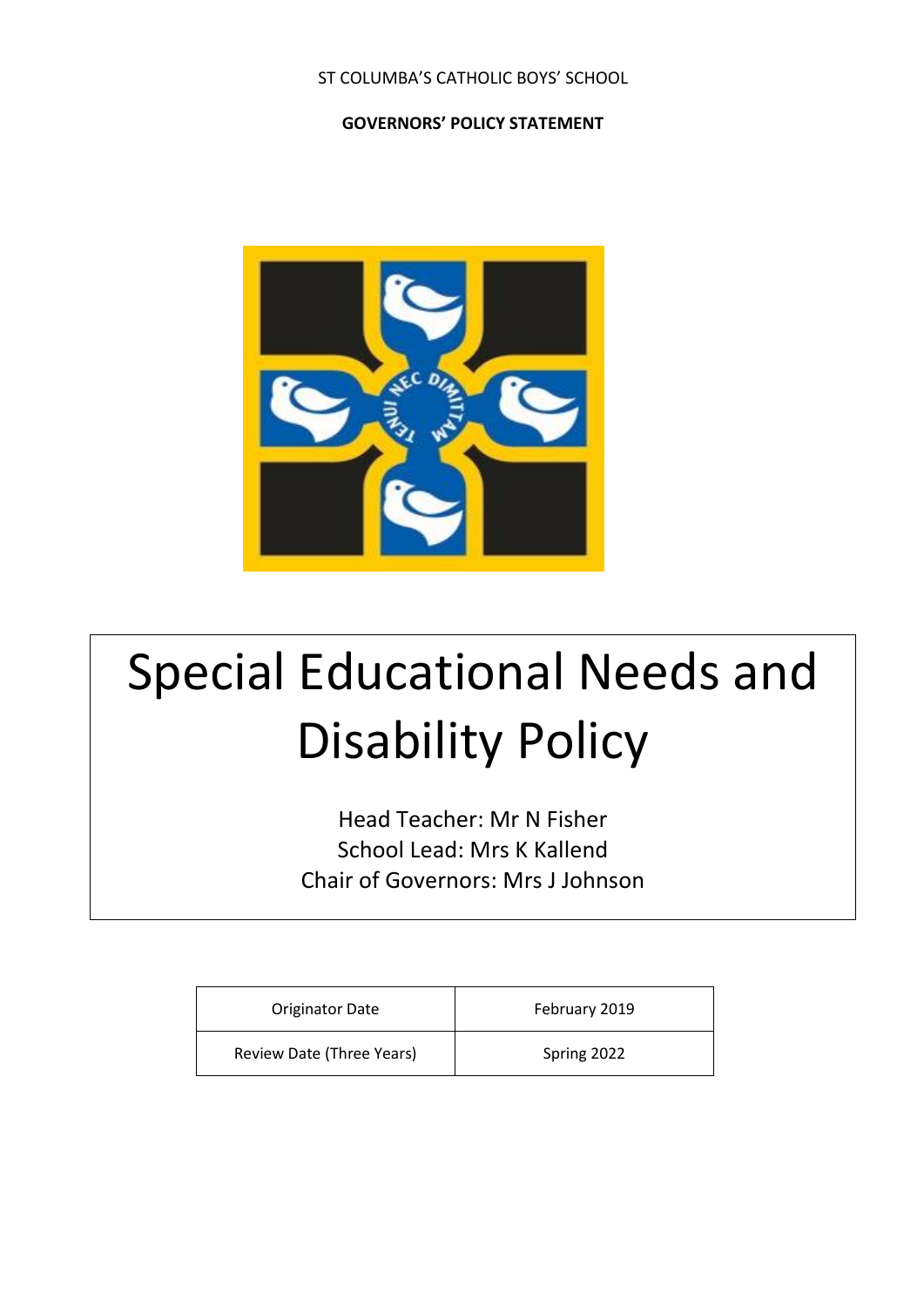ST COLUMBA'S CATHOLIC BOYS' SCHOOL

**GOVERNORS' POLICY STATEMENT**

# Special Educational Needs and Disability Policy

Head Teacher: Mr N Fisher
School Lead: Mrs K Kallend
Chair of Governors: Mrs J Johnson

| Originator Date | February 2019 |
|---|---|
| Review Date (Three Years) | Spring 2022 |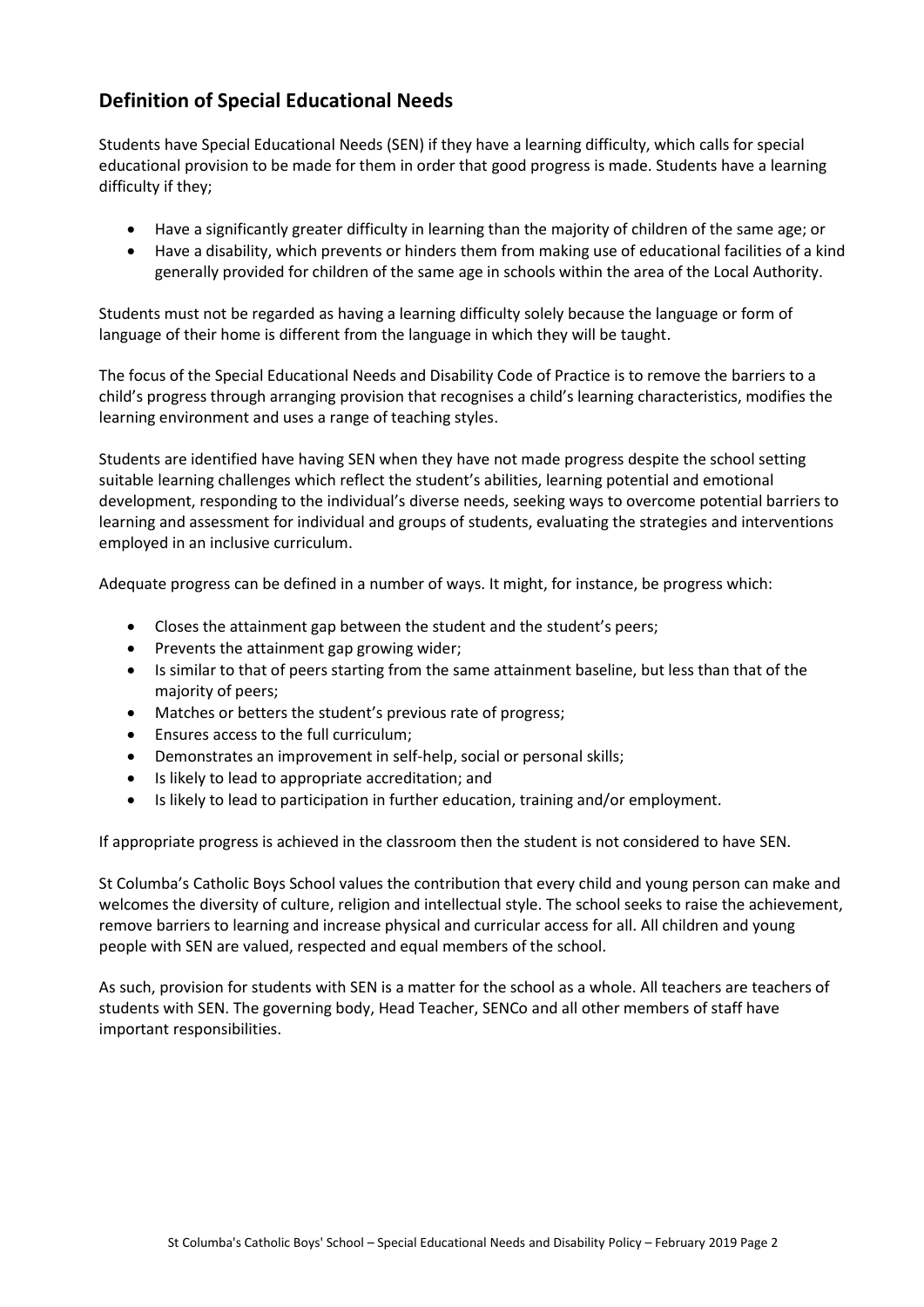## Definition of Special Educational Needs

Students have Special Educational Needs (SEN) if they have a learning difficulty, which calls for special educational provision to be made for them in order that good progress is made. Students have a learning difficulty if they;

- Have a significantly greater difficulty in learning than the majority of children of the same age; or
- Have a disability, which prevents or hinders them from making use of educational facilities of a kind generally provided for children of the same age in schools within the area of the Local Authority.

Students must not be regarded as having a learning difficulty solely because the language or form of language of their home is different from the language in which they will be taught.

The focus of the Special Educational Needs and Disability Code of Practice is to remove the barriers to a child's progress through arranging provision that recognises a child's learning characteristics, modifies the learning environment and uses a range of teaching styles.

Students are identified have having SEN when they have not made progress despite the school setting suitable learning challenges which reflect the student's abilities, learning potential and emotional development, responding to the individual's diverse needs, seeking ways to overcome potential barriers to learning and assessment for individual and groups of students, evaluating the strategies and interventions employed in an inclusive curriculum.

Adequate progress can be defined in a number of ways. It might, for instance, be progress which:

- Closes the attainment gap between the student and the student's peers;
- Prevents the attainment gap growing wider;
- Is similar to that of peers starting from the same attainment baseline, but less than that of the majority of peers;
- Matches or betters the student's previous rate of progress;
- Ensures access to the full curriculum;
- Demonstrates an improvement in self-help, social or personal skills;
- Is likely to lead to appropriate accreditation; and
- Is likely to lead to participation in further education, training and/or employment.

If appropriate progress is achieved in the classroom then the student is not considered to have SEN.

St Columba's Catholic Boys School values the contribution that every child and young person can make and welcomes the diversity of culture, religion and intellectual style. The school seeks to raise the achievement, remove barriers to learning and increase physical and curricular access for all. All children and young people with SEN are valued, respected and equal members of the school.

As such, provision for students with SEN is a matter for the school as a whole. All teachers are teachers of students with SEN. The governing body, Head Teacher, SENCo and all other members of staff have important responsibilities.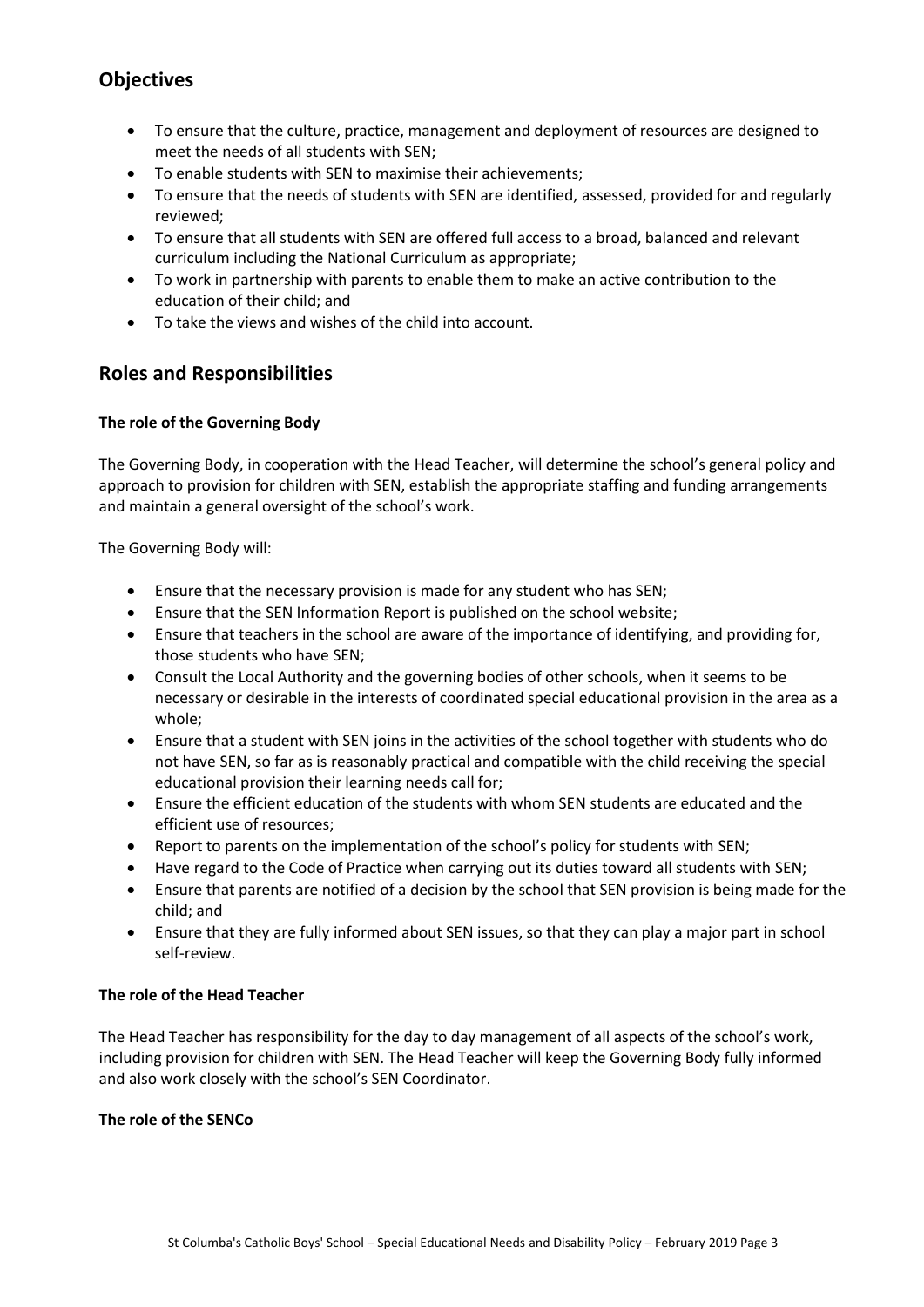## Objectives

- To ensure that the culture, practice, management and deployment of resources are designed to meet the needs of all students with SEN;
- To enable students with SEN to maximise their achievements;
- To ensure that the needs of students with SEN are identified, assessed, provided for and regularly reviewed;
- To ensure that all students with SEN are offered full access to a broad, balanced and relevant curriculum including the National Curriculum as appropriate;
- To work in partnership with parents to enable them to make an active contribution to the education of their child; and
- To take the views and wishes of the child into account.

## Roles and Responsibilities

**The role of the Governing Body**

The Governing Body, in cooperation with the Head Teacher, will determine the school's general policy and approach to provision for children with SEN, establish the appropriate staffing and funding arrangements and maintain a general oversight of the school's work.

The Governing Body will:

- Ensure that the necessary provision is made for any student who has SEN;
- Ensure that the SEN Information Report is published on the school website;
- Ensure that teachers in the school are aware of the importance of identifying, and providing for, those students who have SEN;
- Consult the Local Authority and the governing bodies of other schools, when it seems to be necessary or desirable in the interests of coordinated special educational provision in the area as a whole;
- Ensure that a student with SEN joins in the activities of the school together with students who do not have SEN, so far as is reasonably practical and compatible with the child receiving the special educational provision their learning needs call for;
- Ensure the efficient education of the students with whom SEN students are educated and the efficient use of resources;
- Report to parents on the implementation of the school's policy for students with SEN;
- Have regard to the Code of Practice when carrying out its duties toward all students with SEN;
- Ensure that parents are notified of a decision by the school that SEN provision is being made for the child; and
- Ensure that they are fully informed about SEN issues, so that they can play a major part in school self-review.

**The role of the Head Teacher**

The Head Teacher has responsibility for the day to day management of all aspects of the school's work, including provision for children with SEN. The Head Teacher will keep the Governing Body fully informed and also work closely with the school's SEN Coordinator.

**The role of the SENCo**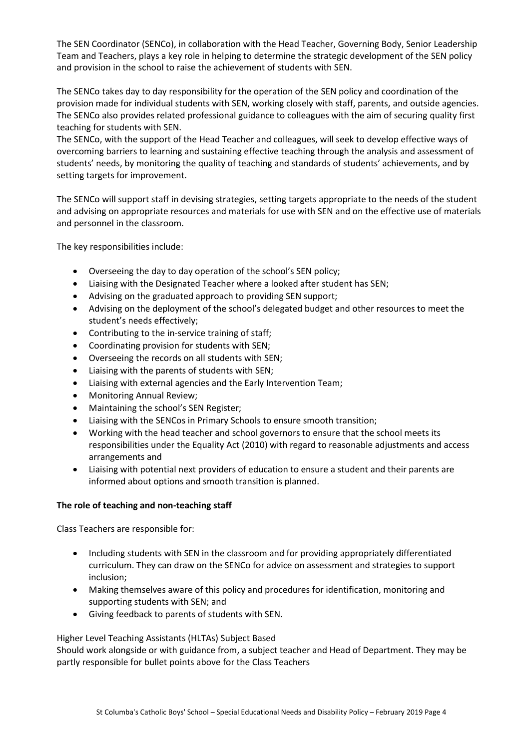The SEN Coordinator (SENCo), in collaboration with the Head Teacher, Governing Body, Senior Leadership Team and Teachers, plays a key role in helping to determine the strategic development of the SEN policy and provision in the school to raise the achievement of students with SEN.

The SENCo takes day to day responsibility for the operation of the SEN policy and coordination of the provision made for individual students with SEN, working closely with staff, parents, and outside agencies. The SENCo also provides related professional guidance to colleagues with the aim of securing quality first teaching for students with SEN.
The SENCo, with the support of the Head Teacher and colleagues, will seek to develop effective ways of overcoming barriers to learning and sustaining effective teaching through the analysis and assessment of students' needs, by monitoring the quality of teaching and standards of students' achievements, and by setting targets for improvement.

The SENCo will support staff in devising strategies, setting targets appropriate to the needs of the student and advising on appropriate resources and materials for use with SEN and on the effective use of materials and personnel in the classroom.

The key responsibilities include:

- Overseeing the day to day operation of the school's SEN policy;
- Liaising with the Designated Teacher where a looked after student has SEN;
- Advising on the graduated approach to providing SEN support;
- Advising on the deployment of the school's delegated budget and other resources to meet the student's needs effectively;
- Contributing to the in-service training of staff;
- Coordinating provision for students with SEN;
- Overseeing the records on all students with SEN;
- Liaising with the parents of students with SEN;
- Liaising with external agencies and the Early Intervention Team;
- Monitoring Annual Review;
- Maintaining the school's SEN Register;
- Liaising with the SENCos in Primary Schools to ensure smooth transition;
- Working with the head teacher and school governors to ensure that the school meets its responsibilities under the Equality Act (2010) with regard to reasonable adjustments and access arrangements and
- Liaising with potential next providers of education to ensure a student and their parents are informed about options and smooth transition is planned.

**The role of teaching and non-teaching staff**

Class Teachers are responsible for:

- Including students with SEN in the classroom and for providing appropriately differentiated curriculum. They can draw on the SENCo for advice on assessment and strategies to support inclusion;
- Making themselves aware of this policy and procedures for identification, monitoring and supporting students with SEN; and
- Giving feedback to parents of students with SEN.

Higher Level Teaching Assistants (HLTAs) Subject Based
Should work alongside or with guidance from, a subject teacher and Head of Department. They may be partly responsible for bullet points above for the Class Teachers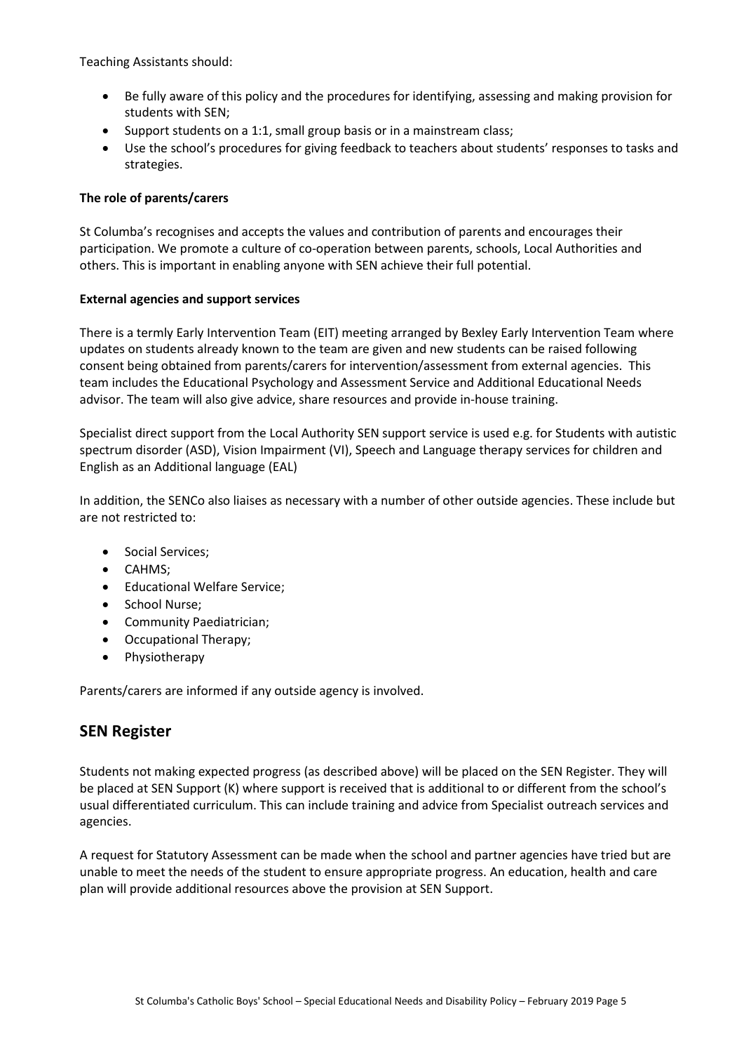Teaching Assistants should:

- Be fully aware of this policy and the procedures for identifying, assessing and making provision for students with SEN;
- Support students on a 1:1, small group basis or in a mainstream class;
- Use the school's procedures for giving feedback to teachers about students' responses to tasks and strategies.

**The role of parents/carers**

St Columba's recognises and accepts the values and contribution of parents and encourages their participation. We promote a culture of co-operation between parents, schools, Local Authorities and others. This is important in enabling anyone with SEN achieve their full potential.

**External agencies and support services**

There is a termly Early Intervention Team (EIT) meeting arranged by Bexley Early Intervention Team where updates on students already known to the team are given and new students can be raised following consent being obtained from parents/carers for intervention/assessment from external agencies. This team includes the Educational Psychology and Assessment Service and Additional Educational Needs advisor. The team will also give advice, share resources and provide in-house training.

Specialist direct support from the Local Authority SEN support service is used e.g. for Students with autistic spectrum disorder (ASD), Vision Impairment (VI), Speech and Language therapy services for children and English as an Additional language (EAL)

In addition, the SENCo also liaises as necessary with a number of other outside agencies. These include but are not restricted to:

- Social Services;
- CAHMS;
- Educational Welfare Service;
- School Nurse;
- Community Paediatrician;
- Occupational Therapy;
- Physiotherapy

Parents/carers are informed if any outside agency is involved.

## SEN Register

Students not making expected progress (as described above) will be placed on the SEN Register. They will be placed at SEN Support (K) where support is received that is additional to or different from the school's usual differentiated curriculum. This can include training and advice from Specialist outreach services and agencies.

A request for Statutory Assessment can be made when the school and partner agencies have tried but are unable to meet the needs of the student to ensure appropriate progress. An education, health and care plan will provide additional resources above the provision at SEN Support.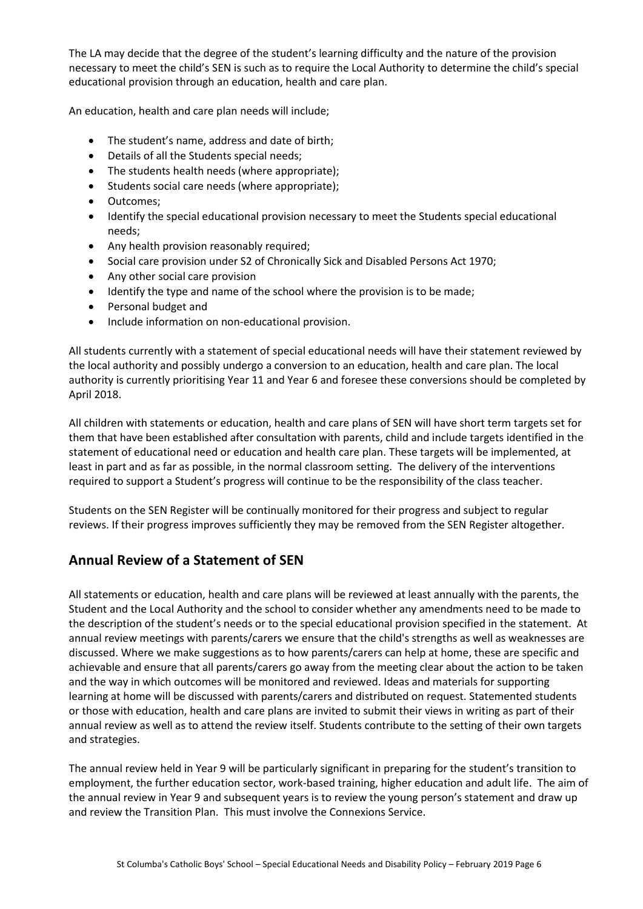The LA may decide that the degree of the student's learning difficulty and the nature of the provision necessary to meet the child's SEN is such as to require the Local Authority to determine the child's special educational provision through an education, health and care plan.

An education, health and care plan needs will include;

- The student's name, address and date of birth;
- Details of all the Students special needs;
- The students health needs (where appropriate);
- Students social care needs (where appropriate);
- Outcomes;
- Identify the special educational provision necessary to meet the Students special educational needs;
- Any health provision reasonably required;
- Social care provision under S2 of Chronically Sick and Disabled Persons Act 1970;
- Any other social care provision
- Identify the type and name of the school where the provision is to be made;
- Personal budget and
- Include information on non-educational provision.

All students currently with a statement of special educational needs will have their statement reviewed by the local authority and possibly undergo a conversion to an education, health and care plan. The local authority is currently prioritising Year 11 and Year 6 and foresee these conversions should be completed by April 2018.

All children with statements or education, health and care plans of SEN will have short term targets set for them that have been established after consultation with parents, child and include targets identified in the statement of educational need or education and health care plan. These targets will be implemented, at least in part and as far as possible, in the normal classroom setting. The delivery of the interventions required to support a Student's progress will continue to be the responsibility of the class teacher.

Students on the SEN Register will be continually monitored for their progress and subject to regular reviews. If their progress improves sufficiently they may be removed from the SEN Register altogether.

## Annual Review of a Statement of SEN

All statements or education, health and care plans will be reviewed at least annually with the parents, the Student and the Local Authority and the school to consider whether any amendments need to be made to the description of the student's needs or to the special educational provision specified in the statement. At annual review meetings with parents/carers we ensure that the child's strengths as well as weaknesses are discussed. Where we make suggestions as to how parents/carers can help at home, these are specific and achievable and ensure that all parents/carers go away from the meeting clear about the action to be taken and the way in which outcomes will be monitored and reviewed. Ideas and materials for supporting learning at home will be discussed with parents/carers and distributed on request. Statemented students or those with education, health and care plans are invited to submit their views in writing as part of their annual review as well as to attend the review itself. Students contribute to the setting of their own targets and strategies.

The annual review held in Year 9 will be particularly significant in preparing for the student's transition to employment, the further education sector, work-based training, higher education and adult life. The aim of the annual review in Year 9 and subsequent years is to review the young person's statement and draw up and review the Transition Plan. This must involve the Connexions Service.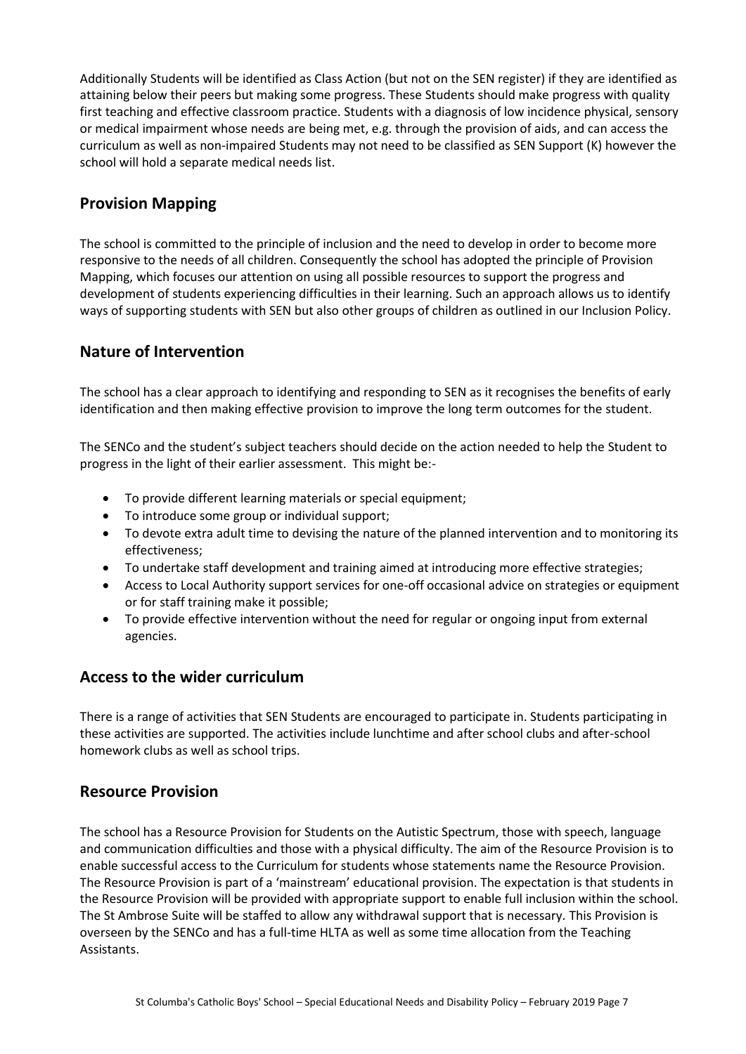Additionally Students will be identified as Class Action (but not on the SEN register) if they are identified as attaining below their peers but making some progress. These Students should make progress with quality first teaching and effective classroom practice. Students with a diagnosis of low incidence physical, sensory or medical impairment whose needs are being met, e.g. through the provision of aids, and can access the curriculum as well as non-impaired Students may not need to be classified as SEN Support (K) however the school will hold a separate medical needs list.

## Provision Mapping

The school is committed to the principle of inclusion and the need to develop in order to become more responsive to the needs of all children. Consequently the school has adopted the principle of Provision Mapping, which focuses our attention on using all possible resources to support the progress and development of students experiencing difficulties in their learning. Such an approach allows us to identify ways of supporting students with SEN but also other groups of children as outlined in our Inclusion Policy.

## Nature of Intervention

The school has a clear approach to identifying and responding to SEN as it recognises the benefits of early identification and then making effective provision to improve the long term outcomes for the student.

The SENCo and the student's subject teachers should decide on the action needed to help the Student to progress in the light of their earlier assessment. This might be:-

- To provide different learning materials or special equipment;
- To introduce some group or individual support;
- To devote extra adult time to devising the nature of the planned intervention and to monitoring its effectiveness;
- To undertake staff development and training aimed at introducing more effective strategies;
- Access to Local Authority support services for one-off occasional advice on strategies or equipment or for staff training make it possible;
- To provide effective intervention without the need for regular or ongoing input from external agencies.

## Access to the wider curriculum

There is a range of activities that SEN Students are encouraged to participate in. Students participating in these activities are supported. The activities include lunchtime and after school clubs and after-school homework clubs as well as school trips.

## Resource Provision

The school has a Resource Provision for Students on the Autistic Spectrum, those with speech, language and communication difficulties and those with a physical difficulty. The aim of the Resource Provision is to enable successful access to the Curriculum for students whose statements name the Resource Provision. The Resource Provision is part of a 'mainstream' educational provision. The expectation is that students in the Resource Provision will be provided with appropriate support to enable full inclusion within the school. The St Ambrose Suite will be staffed to allow any withdrawal support that is necessary. This Provision is overseen by the SENCo and has a full-time HLTA as well as some time allocation from the Teaching Assistants.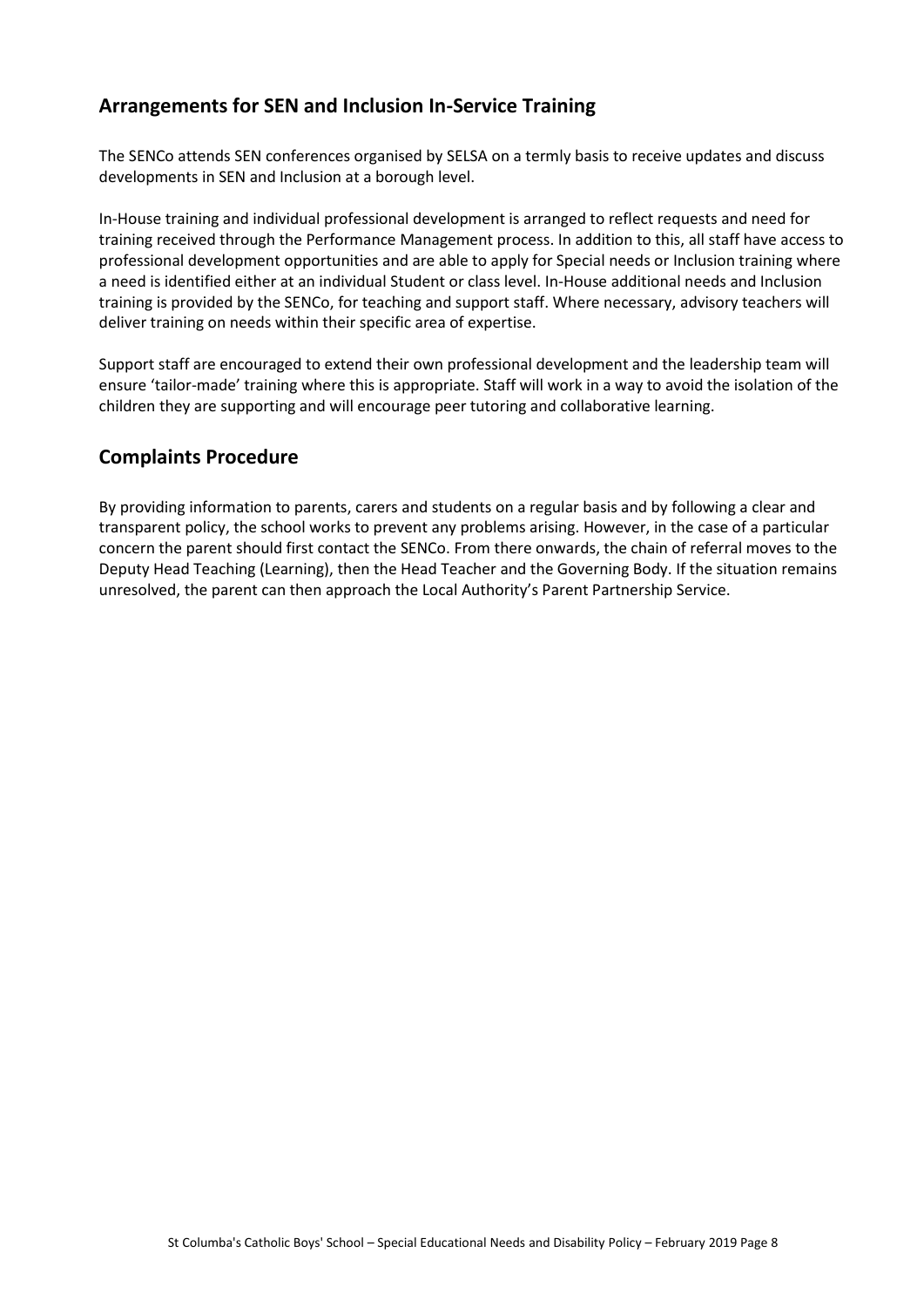## Arrangements for SEN and Inclusion In-Service Training

The SENCo attends SEN conferences organised by SELSA on a termly basis to receive updates and discuss developments in SEN and Inclusion at a borough level.

In-House training and individual professional development is arranged to reflect requests and need for training received through the Performance Management process. In addition to this, all staff have access to professional development opportunities and are able to apply for Special needs or Inclusion training where a need is identified either at an individual Student or class level. In-House additional needs and Inclusion training is provided by the SENCo, for teaching and support staff. Where necessary, advisory teachers will deliver training on needs within their specific area of expertise.

Support staff are encouraged to extend their own professional development and the leadership team will ensure 'tailor-made' training where this is appropriate. Staff will work in a way to avoid the isolation of the children they are supporting and will encourage peer tutoring and collaborative learning.

## Complaints Procedure

By providing information to parents, carers and students on a regular basis and by following a clear and transparent policy, the school works to prevent any problems arising. However, in the case of a particular concern the parent should first contact the SENCo. From there onwards, the chain of referral moves to the Deputy Head Teaching (Learning), then the Head Teacher and the Governing Body. If the situation remains unresolved, the parent can then approach the Local Authority's Parent Partnership Service.